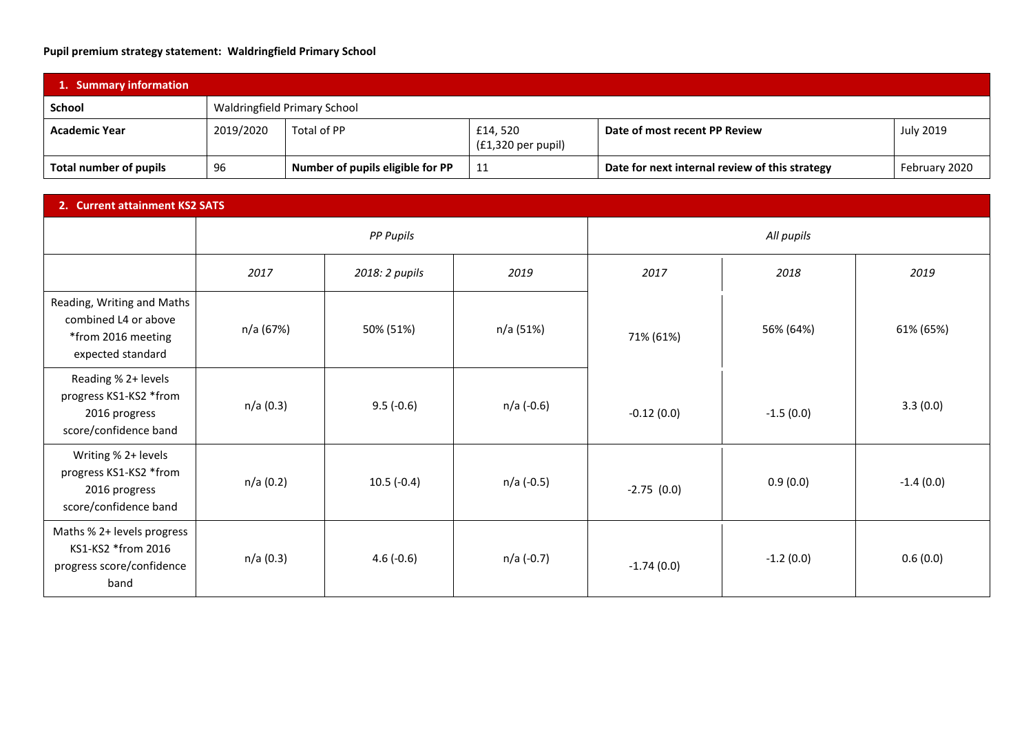**Pupil premium strategy statement: Waldringfield Primary School**

| 1. Summary information | | | | | |
|---|---|---|---|---|---|
| **School** | Waldringfield Primary School | | | | |
| **Academic Year** | 2019/2020 | Total of PP | £14, 520 (£1,320 per pupil) | **Date of most recent PP Review** | July 2019 |
| **Total number of pupils** | 96 | **Number of pupils eligible for PP** | 11 | **Date for next internal review of this strategy** | February 2020 |

| 2. Current attainment KS2 SATS | | | | | | |
|---|---|---|---|---|---|---|
| | *PP Pupils* | | | *All pupils* | | |
| | *2017* | *2018: 2 pupils* | *2019* | *2017* | *2018* | *2019* |
| Reading, Writing and Maths combined L4 or above *from 2016 meeting expected standard | n/a (67%) | 50% (51%) | n/a (51%) | 71% (61%) | 56% (64%) | 61% (65%) |
| Reading % 2+ levels progress KS1-KS2 *from 2016 progress score/confidence band | n/a (0.3) | 9.5 (-0.6) | n/a (-0.6) | -0.12 (0.0) | -1.5 (0.0) | 3.3 (0.0) |
| Writing % 2+ levels progress KS1-KS2 *from 2016 progress score/confidence band | n/a (0.2) | 10.5 (-0.4) | n/a (-0.5) | -2.75 (0.0) | 0.9 (0.0) | -1.4 (0.0) |
| Maths % 2+ levels progress KS1-KS2 *from 2016 progress score/confidence band | n/a (0.3) | 4.6 (-0.6) | n/a (-0.7) | -1.74 (0.0) | -1.2 (0.0) | 0.6 (0.0) |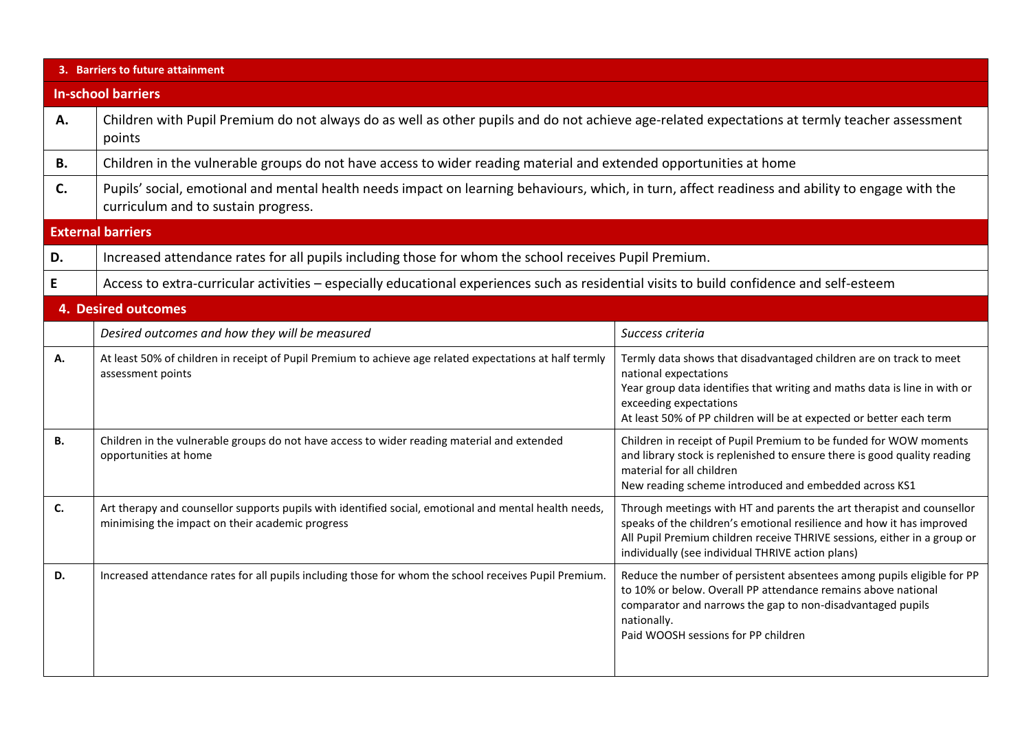| 3. Barriers to future attainment | |
|---|---|
| **In-school barriers** | |
| **A.** | Children with Pupil Premium do not always do as well as other pupils and do not achieve age-related expectations at termly teacher assessment points |
| **B.** | Children in the vulnerable groups do not have access to wider reading material and extended opportunities at home |
| **C.** | Pupils' social, emotional and mental health needs impact on learning behaviours, which, in turn, affect readiness and ability to engage with the curriculum and to sustain progress. |
| **External barriers** | |
| **D.** | Increased attendance rates for all pupils including those for whom the school receives Pupil Premium. |
| **E** | Access to extra-curricular activities – especially educational experiences such as residential visits to build confidence and self-esteem |

| 4. Desired outcomes | | |
|---|---|---|
| | *Desired outcomes and how they will be measured* | *Success criteria* |
| **A.** | At least 50% of children in receipt of Pupil Premium to achieve age related expectations at half termly assessment points | Termly data shows that disadvantaged children are on track to meet national expectations<br>Year group data identifies that writing and maths data is line in with or exceeding expectations<br>At least 50% of PP children will be at expected or better each term |
| **B.** | Children in the vulnerable groups do not have access to wider reading material and extended opportunities at home | Children in receipt of Pupil Premium to be funded for WOW moments and library stock is replenished to ensure there is good quality reading material for all children<br>New reading scheme introduced and embedded across KS1 |
| **C.** | Art therapy and counsellor supports pupils with identified social, emotional and mental health needs, minimising the impact on their academic progress | Through meetings with HT and parents the art therapist and counsellor speaks of the children's emotional resilience and how it has improved<br>All Pupil Premium children receive THRIVE sessions, either in a group or individually (see individual THRIVE action plans) |
| **D.** | Increased attendance rates for all pupils including those for whom the school receives Pupil Premium. | Reduce the number of persistent absentees among pupils eligible for PP to 10% or below. Overall PP attendance remains above national comparator and narrows the gap to non-disadvantaged pupils nationally.<br>Paid WOOSH sessions for PP children |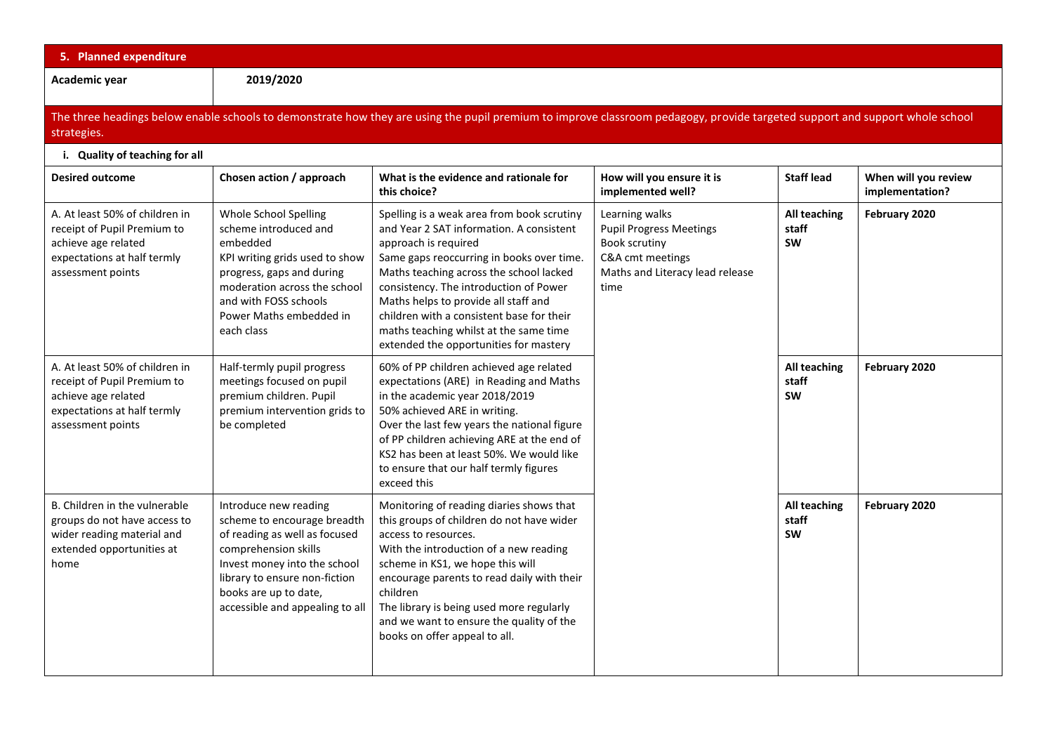## 5. Planned expenditure

| Academic year | 2019/2020 |
|---|---|

The three headings below enable schools to demonstrate how they are using the pupil premium to improve classroom pedagogy, provide targeted support and support whole school strategies.

### i. Quality of teaching for all

| Desired outcome | Chosen action / approach | What is the evidence and rationale for this choice? | How will you ensure it is implemented well? | Staff lead | When will you review implementation? |
|---|---|---|---|---|---|
| A. At least 50% of children in receipt of Pupil Premium to achieve age related expectations at half termly assessment points | Whole School Spelling scheme introduced and embedded<br>KPI writing grids used to show progress, gaps and during moderation across the school and with FOSS schools<br>Power Maths embedded in each class | Spelling is a weak area from book scrutiny and Year 2 SAT information. A consistent approach is required<br>Same gaps reoccurring in books over time. Maths teaching across the school lacked consistency. The introduction of Power Maths helps to provide all staff and children with a consistent base for their maths teaching whilst at the same time extended the opportunities for mastery | Learning walks<br>Pupil Progress Meetings<br>Book scrutiny<br>C&A cmt meetings<br>Maths and Literacy lead release time | **All teaching staff SW** | **February 2020** |
| A. At least 50% of children in receipt of Pupil Premium to achieve age related expectations at half termly assessment points | Half-termly pupil progress meetings focused on pupil premium children. Pupil premium intervention grids to be completed | 60% of PP children achieved age related expectations (ARE) in Reading and Maths in the academic year 2018/2019<br>50% achieved ARE in writing.<br>Over the last few years the national figure of PP children achieving ARE at the end of KS2 has been at least 50%. We would like to ensure that our half termly figures exceed this | | **All teaching staff SW** | **February 2020** |
| B. Children in the vulnerable groups do not have access to wider reading material and extended opportunities at home | Introduce new reading scheme to encourage breadth of reading as well as focused comprehension skills<br>Invest money into the school library to ensure non-fiction books are up to date, accessible and appealing to all | Monitoring of reading diaries shows that this groups of children do not have wider access to resources.<br>With the introduction of a new reading scheme in KS1, we hope this will encourage parents to read daily with their children<br>The library is being used more regularly and we want to ensure the quality of the books on offer appeal to all. | | **All teaching staff SW** | **February 2020** |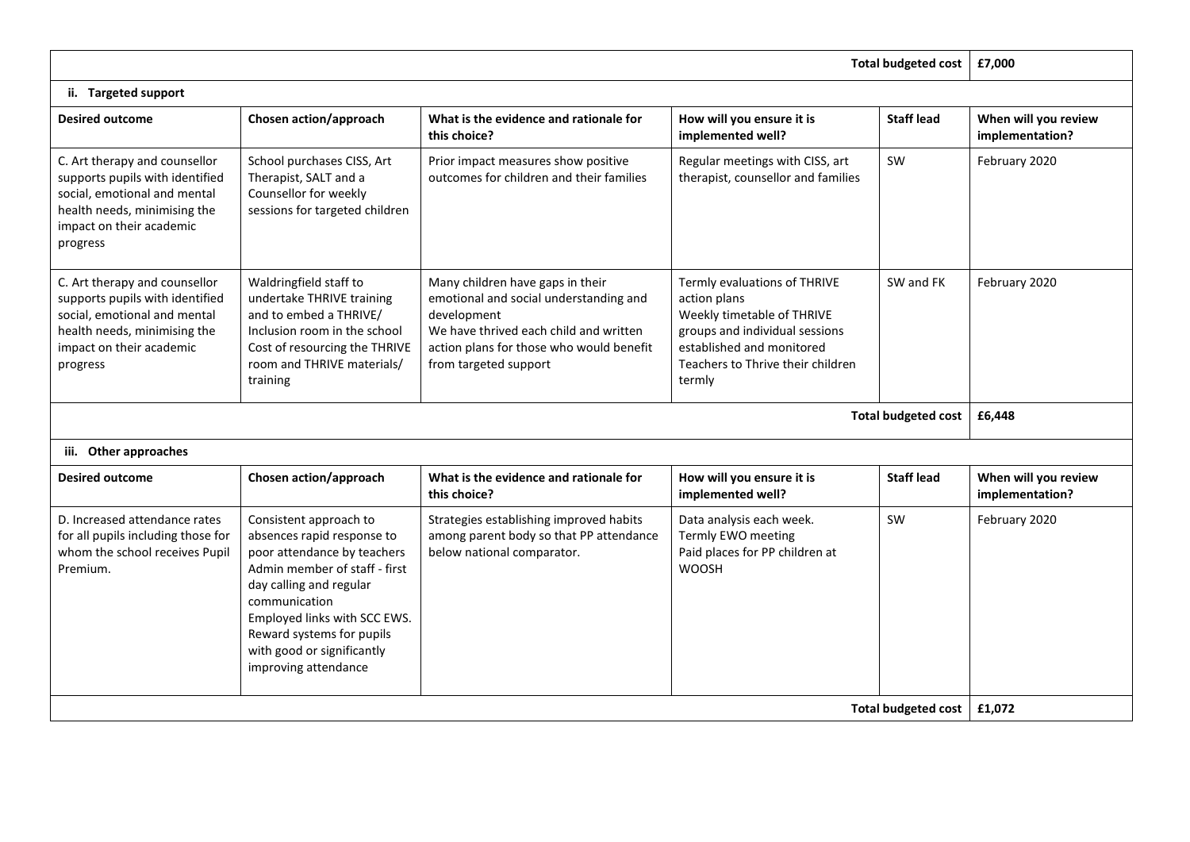| | | | | | |
|---|---|---|---|---|---|
| | | | | **Total budgeted cost** | **£7,000** |

**ii. Targeted support**

| Desired outcome | Chosen action/approach | What is the evidence and rationale for this choice? | How will you ensure it is implemented well? | Staff lead | When will you review implementation? |
|---|---|---|---|---|---|
| C. Art therapy and counsellor supports pupils with identified social, emotional and mental health needs, minimising the impact on their academic progress | School purchases CISS, Art Therapist, SALT and a Counsellor for weekly sessions for targeted children | Prior impact measures show positive outcomes for children and their families | Regular meetings with CISS, art therapist, counsellor and families | SW | February 2020 |
| C. Art therapy and counsellor supports pupils with identified social, emotional and mental health needs, minimising the impact on their academic progress | Waldringfield staff to undertake THRIVE training and to embed a THRIVE/ Inclusion room in the school Cost of resourcing the THRIVE room and THRIVE materials/ training | Many children have gaps in their emotional and social understanding and development<br>We have thrived each child and written action plans for those who would benefit from targeted support | Termly evaluations of THRIVE action plans<br>Weekly timetable of THRIVE groups and individual sessions established and monitored<br>Teachers to Thrive their children termly | SW and FK | February 2020 |
| | | | | **Total budgeted cost** | **£6,448** |

**iii. Other approaches**

| Desired outcome | Chosen action/approach | What is the evidence and rationale for this choice? | How will you ensure it is implemented well? | Staff lead | When will you review implementation? |
|---|---|---|---|---|---|
| D. Increased attendance rates for all pupils including those for whom the school receives Pupil Premium. | Consistent approach to absences rapid response to poor attendance by teachers<br>Admin member of staff - first day calling and regular communication<br>Employed links with SCC EWS.<br>Reward systems for pupils with good or significantly improving attendance | Strategies establishing improved habits among parent body so that PP attendance below national comparator. | Data analysis each week.<br>Termly EWO meeting<br>Paid places for PP children at WOOSH | SW | February 2020 |
| | | | | **Total budgeted cost** | **£1,072** |